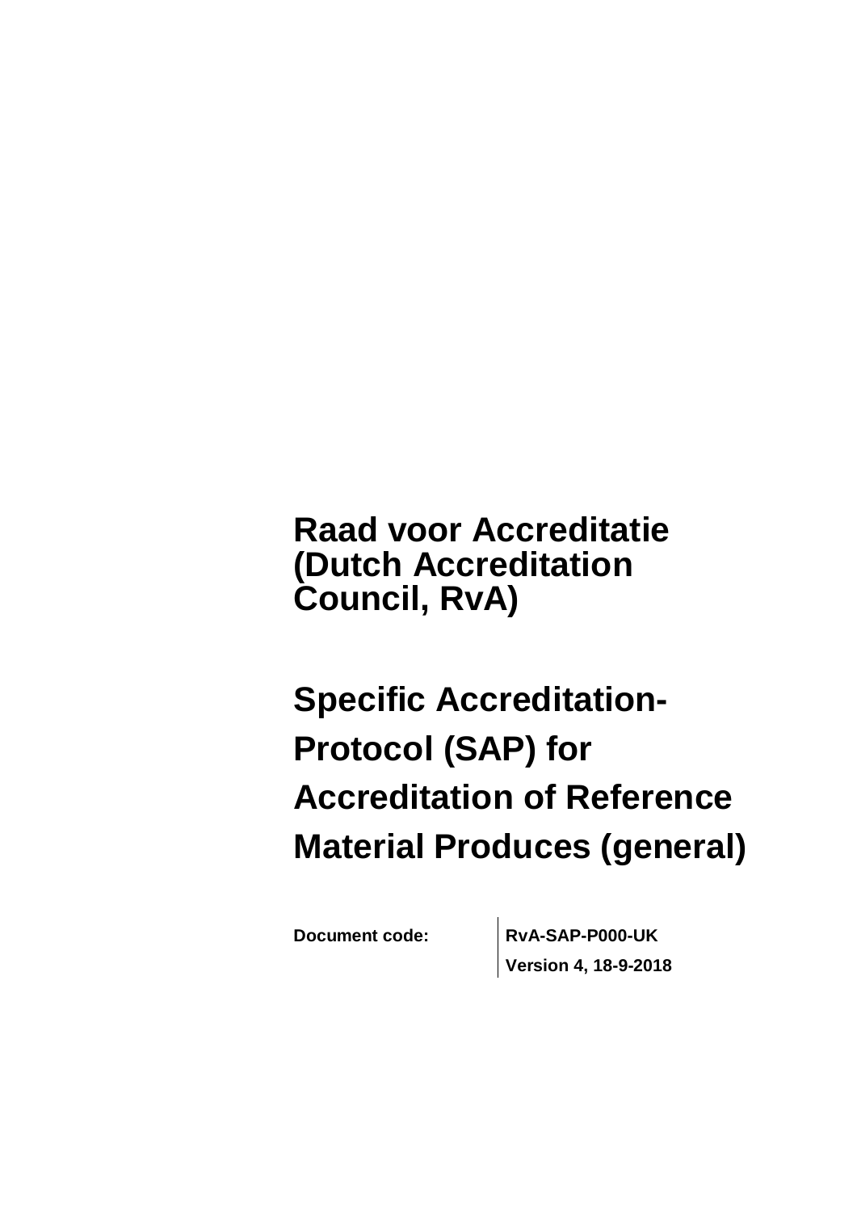# Raad voor Accreditatie (Dutch Accreditation Council, RvA)

# Specific Accreditation-Protocol (SAP) for Accreditation of Reference Material Produces (general)

| Document code: | RvA-SAP-P000-UK |
| --- | --- |
| | Version 4, 18-9-2018 |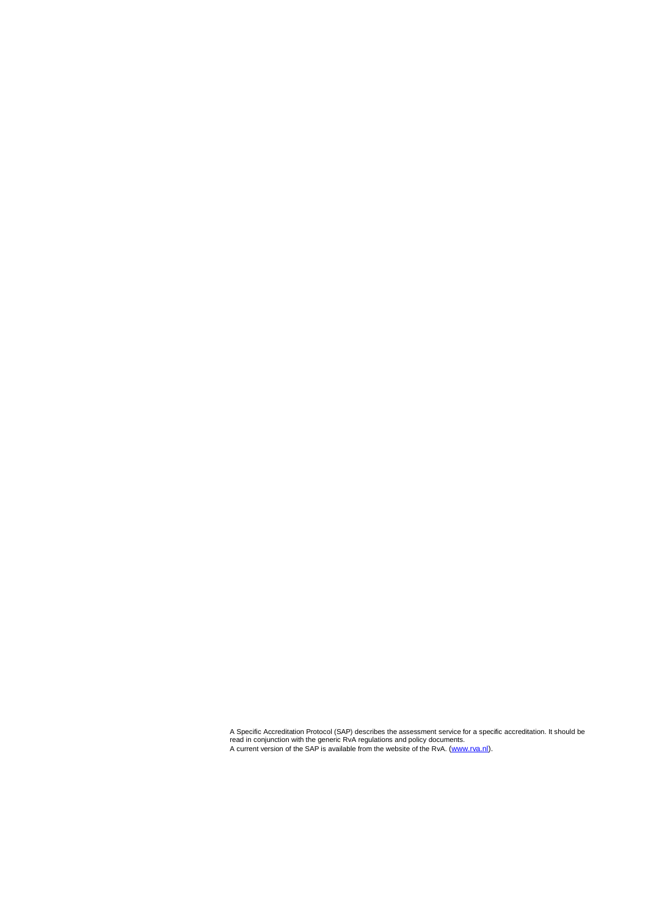A Specific Accreditation Protocol (SAP) describes the assessment service for a specific accreditation. It should be read in conjunction with the generic RvA regulations and policy documents.
A current version of the SAP is available from the website of the RvA. ([www.rva.nl](http://www.rva.nl)).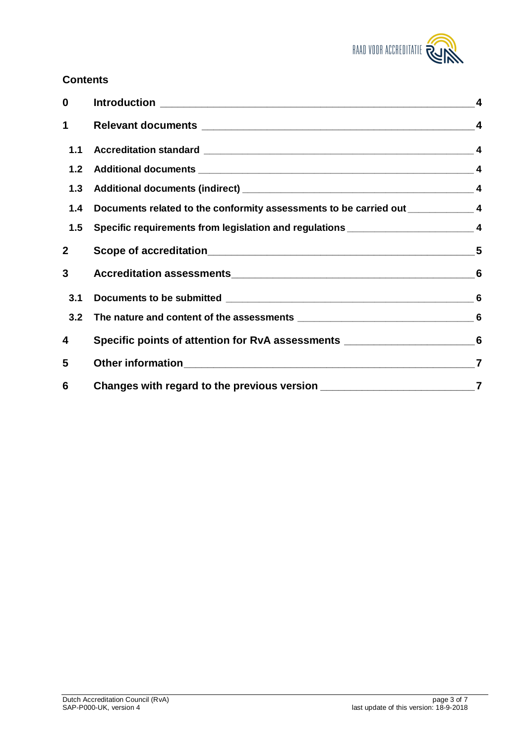## Contents

| | | |
|---|---|---|
| 0 | Introduction | 4 |
| 1 | Relevant documents | 4 |
| 1.1 | Accreditation standard | 4 |
| 1.2 | Additional documents | 4 |
| 1.3 | Additional documents (indirect) | 4 |
| 1.4 | Documents related to the conformity assessments to be carried out | 4 |
| 1.5 | Specific requirements from legislation and regulations | 4 |
| 2 | Scope of accreditation | 5 |
| 3 | Accreditation assessments | 6 |
| 3.1 | Documents to be submitted | 6 |
| 3.2 | The nature and content of the assessments | 6 |
| 4 | Specific points of attention for RvA assessments | 6 |
| 5 | Other information | 7 |
| 6 | Changes with regard to the previous version | 7 |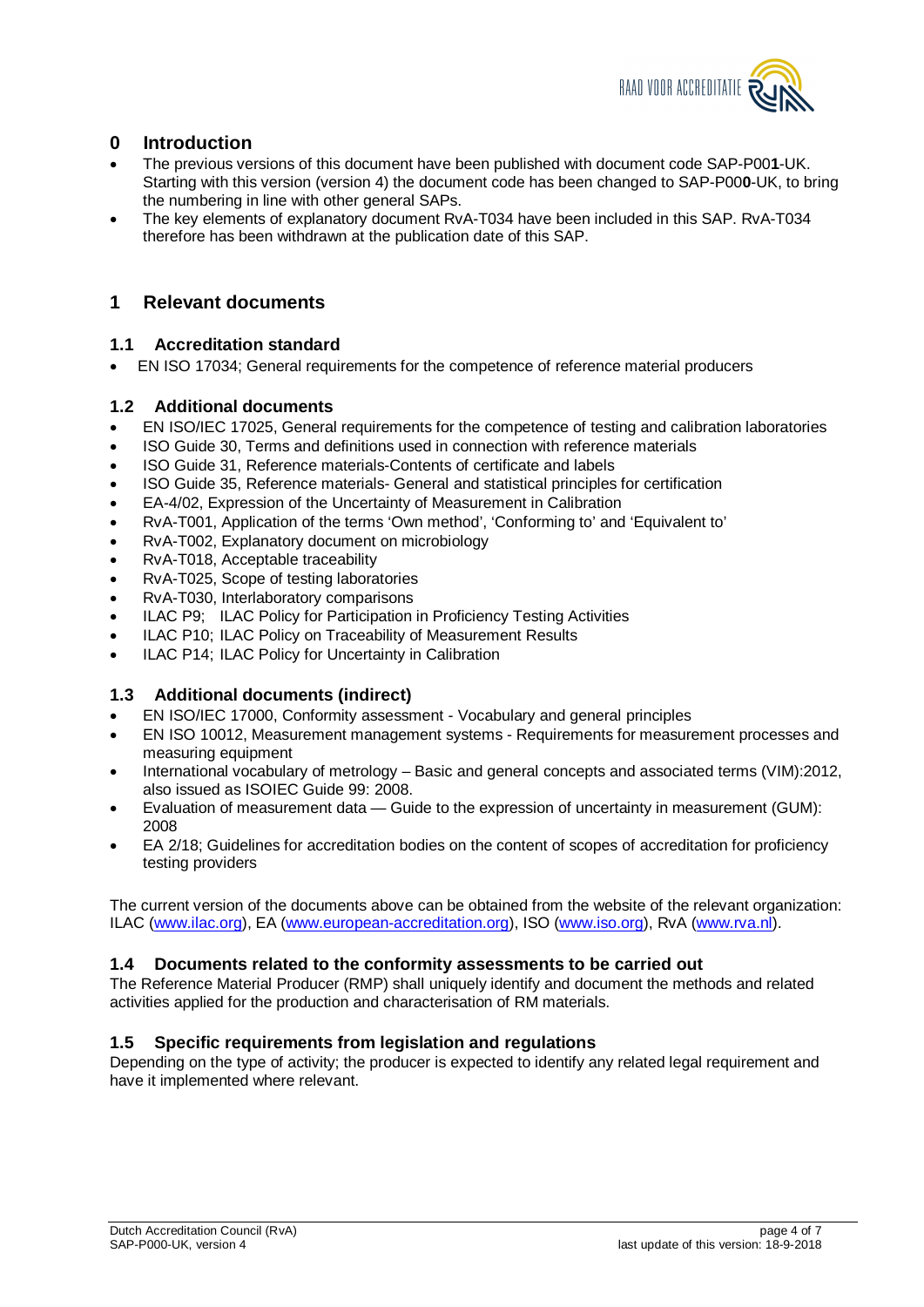# 0 Introduction

- The previous versions of this document have been published with document code SAP-P00**1**-UK. Starting with this version (version 4) the document code has been changed to SAP-P00**0**-UK, to bring the numbering in line with other general SAPs.
- The key elements of explanatory document RvA-T034 have been included in this SAP. RvA-T034 therefore has been withdrawn at the publication date of this SAP.

# 1 Relevant documents

## 1.1 Accreditation standard

- EN ISO 17034; General requirements for the competence of reference material producers

## 1.2 Additional documents

- EN ISO/IEC 17025, General requirements for the competence of testing and calibration laboratories
- ISO Guide 30, Terms and definitions used in connection with reference materials
- ISO Guide 31, Reference materials-Contents of certificate and labels
- ISO Guide 35, Reference materials- General and statistical principles for certification
- EA-4/02, Expression of the Uncertainty of Measurement in Calibration
- RvA-T001, Application of the terms 'Own method', 'Conforming to' and 'Equivalent to'
- RvA-T002, Explanatory document on microbiology
- RvA-T018, Acceptable traceability
- RvA-T025, Scope of testing laboratories
- RvA-T030, Interlaboratory comparisons
- ILAC P9; ILAC Policy for Participation in Proficiency Testing Activities
- ILAC P10; ILAC Policy on Traceability of Measurement Results
- ILAC P14; ILAC Policy for Uncertainty in Calibration

## 1.3 Additional documents (indirect)

- EN ISO/IEC 17000, Conformity assessment - Vocabulary and general principles
- EN ISO 10012, Measurement management systems - Requirements for measurement processes and measuring equipment
- International vocabulary of metrology – Basic and general concepts and associated terms (VIM):2012, also issued as ISOIEC Guide 99: 2008.
- Evaluation of measurement data — Guide to the expression of uncertainty in measurement (GUM): 2008
- EA 2/18; Guidelines for accreditation bodies on the content of scopes of accreditation for proficiency testing providers

The current version of the documents above can be obtained from the website of the relevant organization: ILAC (www.ilac.org), EA (www.european-accreditation.org), ISO (www.iso.org), RvA (www.rva.nl).

## 1.4 Documents related to the conformity assessments to be carried out

The Reference Material Producer (RMP) shall uniquely identify and document the methods and related activities applied for the production and characterisation of RM materials.

## 1.5 Specific requirements from legislation and regulations

Depending on the type of activity; the producer is expected to identify any related legal requirement and have it implemented where relevant.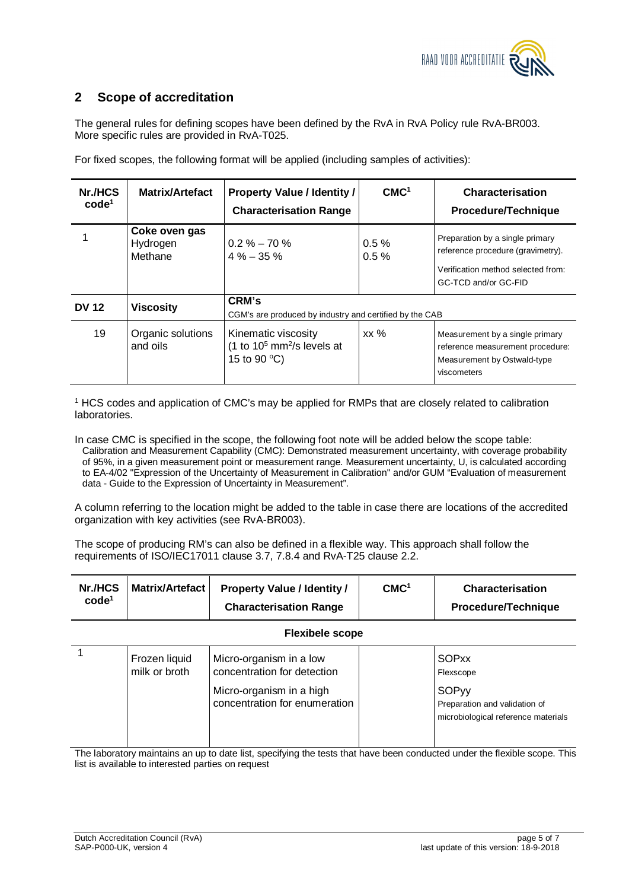## 2 Scope of accreditation

The general rules for defining scopes have been defined by the RvA in RvA Policy rule RvA-BR003. More specific rules are provided in RvA-T025.

For fixed scopes, the following format will be applied (including samples of activities):

| Nr./HCS code[1] | Matrix/Artefact | Property Value / Identity / Characterisation Range | CMC[1] | Characterisation Procedure/Technique |
|---|---|---|---|---|
| 1 | **Coke oven gas** Hydrogen Methane | 0.2 % – 70 % 4 % – 35 % | 0.5 % 0.5 % | Preparation by a single primary reference procedure (gravimetry). Verification method selected from: GC-TCD and/or GC-FID |
| **DV 12** | **Viscosity** | **CRM's** CGM's are produced by industry and certified by the CAB | | |
| 19 | Organic solutions and oils | Kinematic viscosity (1 to $10^5$ $mm^2/s$ levels at 15 to 90 °C) | xx % | Measurement by a single primary reference measurement procedure: Measurement by Ostwald-type viscometers |

[1] HCS codes and application of CMC's may be applied for RMPs that are closely related to calibration laboratories.

In case CMC is specified in the scope, the following foot note will be added below the scope table:

Calibration and Measurement Capability (CMC): Demonstrated measurement uncertainty, with coverage probability of 95%, in a given measurement point or measurement range. Measurement uncertainty, U, is calculated according to EA-4/02 "Expression of the Uncertainty of Measurement in Calibration" and/or GUM "Evaluation of measurement data - Guide to the Expression of Uncertainty in Measurement".

A column referring to the location might be added to the table in case there are locations of the accredited organization with key activities (see RvA-BR003).

The scope of producing RM's can also be defined in a flexible way. This approach shall follow the requirements of ISO/IEC17011 clause 3.7, 7.8.4 and RvA-T25 clause 2.2.

| Nr./HCS code[1] | Matrix/Artefact | Property Value / Identity / Characterisation Range | CMC[1] | Characterisation Procedure/Technique |
|---|---|---|---|---|
| | | **Flexibele scope** | | |
| 1 | Frozen liquid milk or broth | Micro-organism in a low concentration for detection<br>Micro-organism in a high concentration for enumeration | | SOPxx Flexscope<br>SOPyy Preparation and validation of microbiological reference materials |

The laboratory maintains an up to date list, specifying the tests that have been conducted under the flexible scope. This list is available to interested parties on request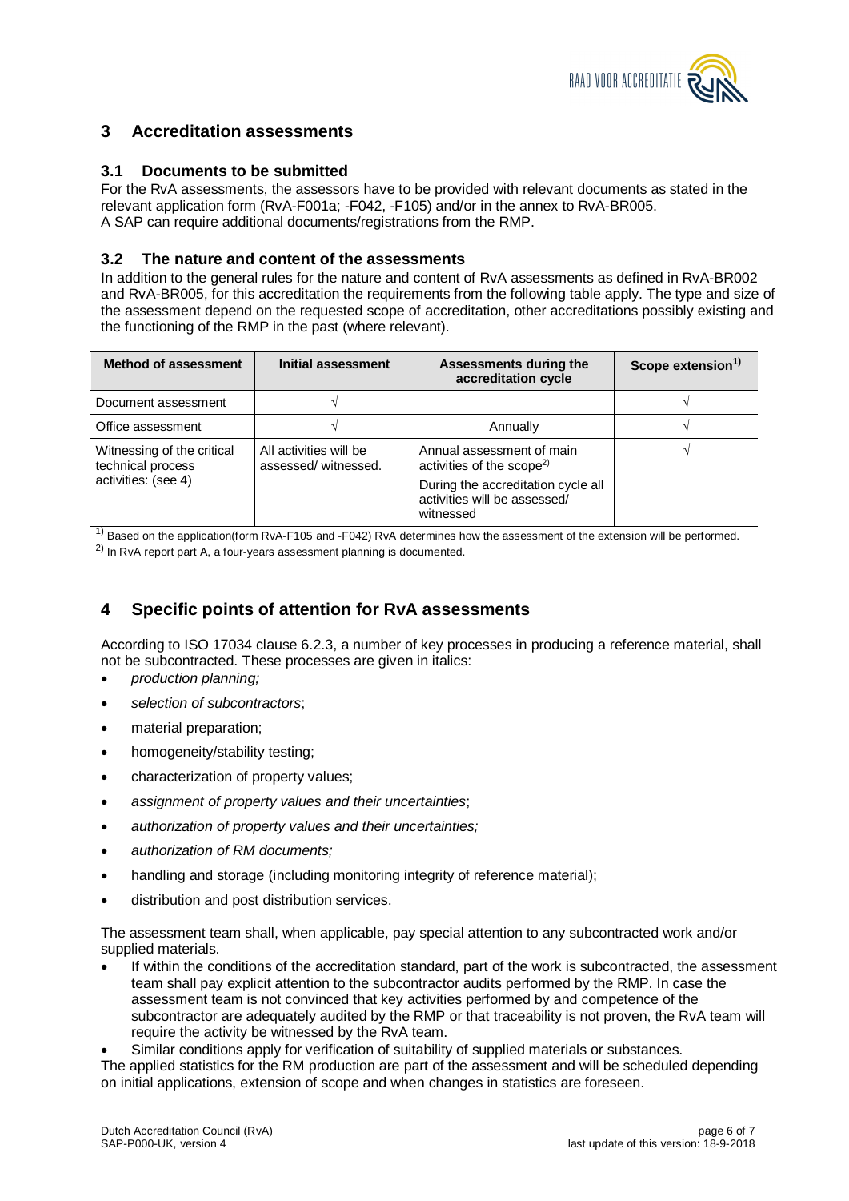## 3 Accreditation assessments

### 3.1 Documents to be submitted

For the RvA assessments, the assessors have to be provided with relevant documents as stated in the relevant application form (RvA-F001a; -F042, -F105) and/or in the annex to RvA-BR005.
A SAP can require additional documents/registrations from the RMP.

### 3.2 The nature and content of the assessments

In addition to the general rules for the nature and content of RvA assessments as defined in RvA-BR002 and RvA-BR005, for this accreditation the requirements from the following table apply. The type and size of the assessment depend on the requested scope of accreditation, other accreditations possibly existing and the functioning of the RMP in the past (where relevant).

| Method of assessment | Initial assessment | Assessments during the accreditation cycle | Scope extension[1)] |
|---|---|---|---|
| Document assessment | √ | | √ |
| Office assessment | √ | Annually | √ |
| Witnessing of the critical technical process activities: (see 4) | All activities will be assessed/ witnessed. | Annual assessment of main activities of the scope[2)]<br>During the accreditation cycle all activities will be assessed/ witnessed | √ |

[1)] Based on the application(form RvA-F105 and -F042) RvA determines how the assessment of the extension will be performed.
[2)] In RvA report part A, a four-years assessment planning is documented.

## 4 Specific points of attention for RvA assessments

According to ISO 17034 clause 6.2.3, a number of key processes in producing a reference material, shall not be subcontracted. These processes are given in italics:

- *production planning;*
- *selection of subcontractors*;
- material preparation;
- homogeneity/stability testing;
- characterization of property values;
- *assignment of property values and their uncertainties*;
- *authorization of property values and their uncertainties;*
- *authorization of RM documents;*
- handling and storage (including monitoring integrity of reference material);
- distribution and post distribution services.

The assessment team shall, when applicable, pay special attention to any subcontracted work and/or supplied materials.

- If within the conditions of the accreditation standard, part of the work is subcontracted, the assessment team shall pay explicit attention to the subcontractor audits performed by the RMP. In case the assessment team is not convinced that key activities performed by and competence of the subcontractor are adequately audited by the RMP or that traceability is not proven, the RvA team will require the activity be witnessed by the RvA team.
- Similar conditions apply for verification of suitability of supplied materials or substances.

The applied statistics for the RM production are part of the assessment and will be scheduled depending on initial applications, extension of scope and when changes in statistics are foreseen.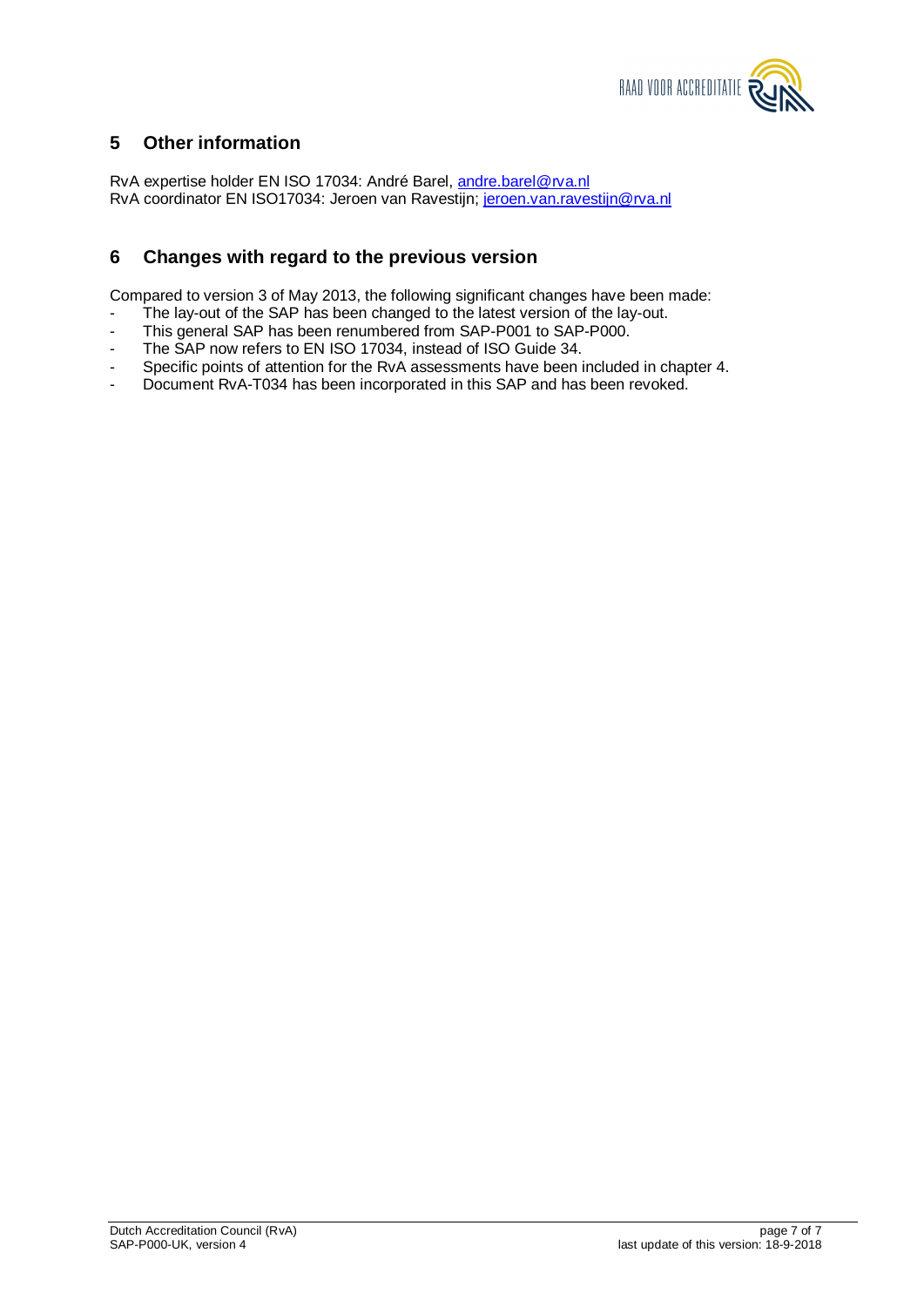## 5 Other information

RvA expertise holder EN ISO 17034: André Barel, andre.barel@rva.nl
RvA coordinator EN ISO17034: Jeroen van Ravestijn; jeroen.van.ravestijn@rva.nl

## 6 Changes with regard to the previous version

Compared to version 3 of May 2013, the following significant changes have been made:

- The lay-out of the SAP has been changed to the latest version of the lay-out.
- This general SAP has been renumbered from SAP-P001 to SAP-P000.
- The SAP now refers to EN ISO 17034, instead of ISO Guide 34.
- Specific points of attention for the RvA assessments have been included in chapter 4.
- Document RvA-T034 has been incorporated in this SAP and has been revoked.